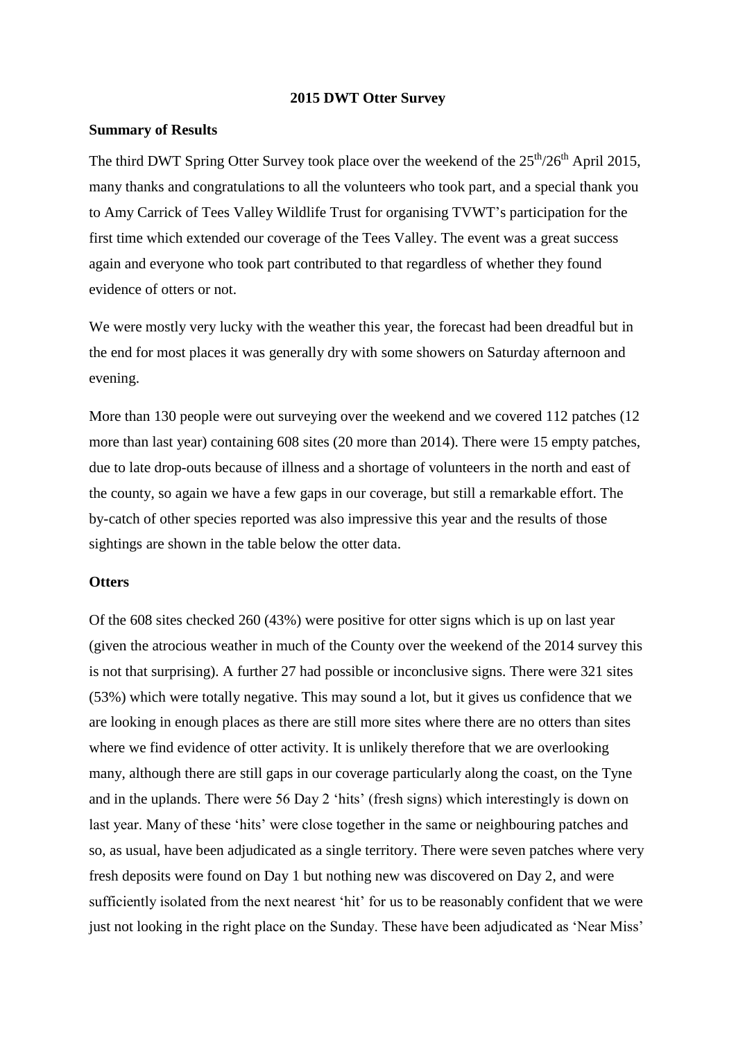# 2015 DWT Otter Survey

## Summary of Results

The third DWT Spring Otter Survey took place over the weekend of the $25^{th}$/$26^{th}$ April 2015, many thanks and congratulations to all the volunteers who took part, and a special thank you to Amy Carrick of Tees Valley Wildlife Trust for organising TVWT's participation for the first time which extended our coverage of the Tees Valley. The event was a great success again and everyone who took part contributed to that regardless of whether they found evidence of otters or not.

We were mostly very lucky with the weather this year, the forecast had been dreadful but in the end for most places it was generally dry with some showers on Saturday afternoon and evening.

More than 130 people were out surveying over the weekend and we covered 112 patches (12 more than last year) containing 608 sites (20 more than 2014). There were 15 empty patches, due to late drop-outs because of illness and a shortage of volunteers in the north and east of the county, so again we have a few gaps in our coverage, but still a remarkable effort. The by-catch of other species reported was also impressive this year and the results of those sightings are shown in the table below the otter data.

## Otters

Of the 608 sites checked 260 (43%) were positive for otter signs which is up on last year (given the atrocious weather in much of the County over the weekend of the 2014 survey this is not that surprising). A further 27 had possible or inconclusive signs. There were 321 sites (53%) which were totally negative. This may sound a lot, but it gives us confidence that we are looking in enough places as there are still more sites where there are no otters than sites where we find evidence of otter activity. It is unlikely therefore that we are overlooking many, although there are still gaps in our coverage particularly along the coast, on the Tyne and in the uplands. There were 56 Day 2 'hits' (fresh signs) which interestingly is down on last year. Many of these 'hits' were close together in the same or neighbouring patches and so, as usual, have been adjudicated as a single territory. There were seven patches where very fresh deposits were found on Day 1 but nothing new was discovered on Day 2, and were sufficiently isolated from the next nearest 'hit' for us to be reasonably confident that we were just not looking in the right place on the Sunday. These have been adjudicated as 'Near Miss'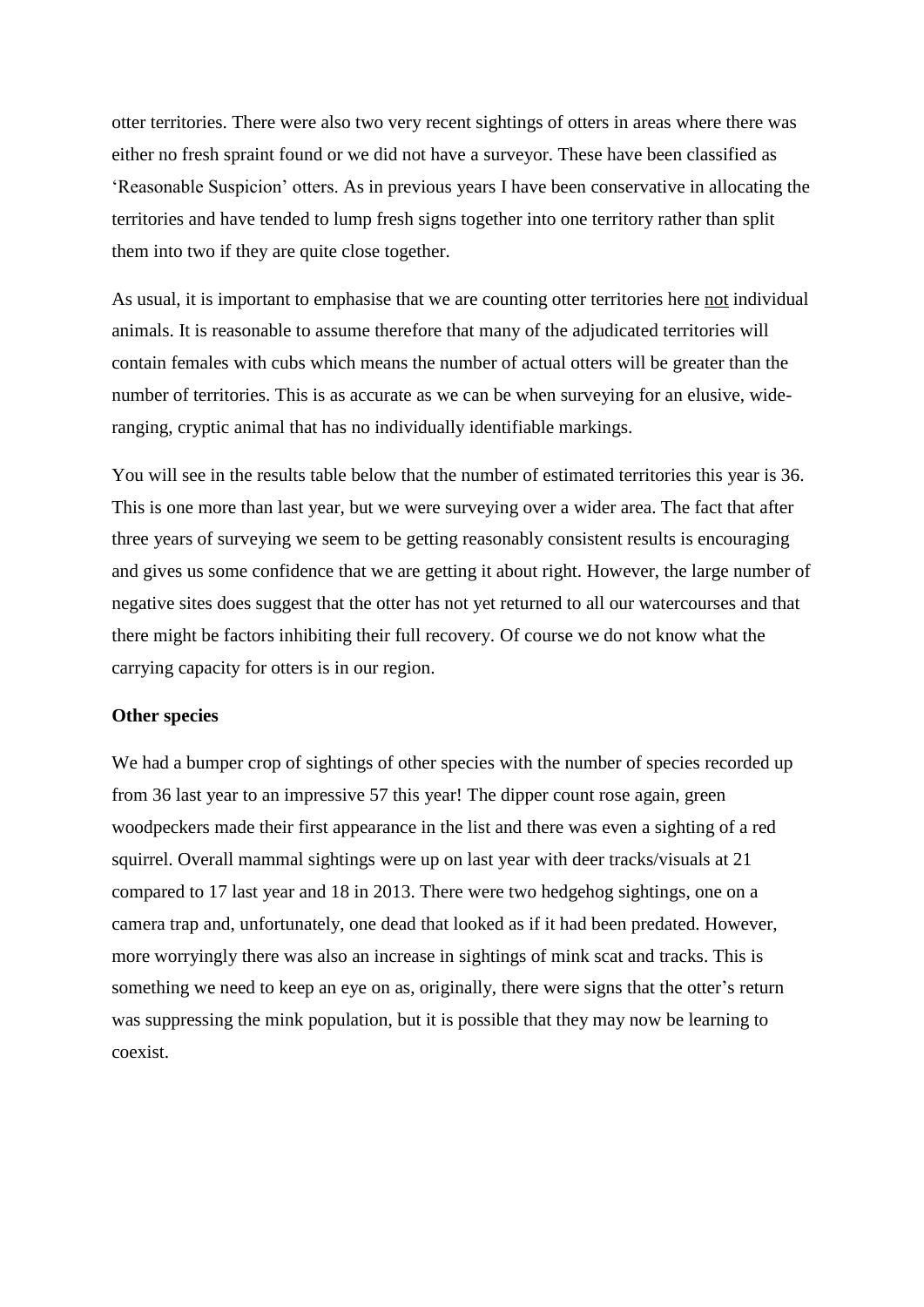otter territories. There were also two very recent sightings of otters in areas where there was either no fresh spraint found or we did not have a surveyor. These have been classified as 'Reasonable Suspicion' otters. As in previous years I have been conservative in allocating the territories and have tended to lump fresh signs together into one territory rather than split them into two if they are quite close together.

As usual, it is important to emphasise that we are counting otter territories here not individual animals. It is reasonable to assume therefore that many of the adjudicated territories will contain females with cubs which means the number of actual otters will be greater than the number of territories. This is as accurate as we can be when surveying for an elusive, wide-ranging, cryptic animal that has no individually identifiable markings.

You will see in the results table below that the number of estimated territories this year is 36. This is one more than last year, but we were surveying over a wider area. The fact that after three years of surveying we seem to be getting reasonably consistent results is encouraging and gives us some confidence that we are getting it about right. However, the large number of negative sites does suggest that the otter has not yet returned to all our watercourses and that there might be factors inhibiting their full recovery. Of course we do not know what the carrying capacity for otters is in our region.

**Other species**

We had a bumper crop of sightings of other species with the number of species recorded up from 36 last year to an impressive 57 this year! The dipper count rose again, green woodpeckers made their first appearance in the list and there was even a sighting of a red squirrel. Overall mammal sightings were up on last year with deer tracks/visuals at 21 compared to 17 last year and 18 in 2013. There were two hedgehog sightings, one on a camera trap and, unfortunately, one dead that looked as if it had been predated. However, more worryingly there was also an increase in sightings of mink scat and tracks. This is something we need to keep an eye on as, originally, there were signs that the otter's return was suppressing the mink population, but it is possible that they may now be learning to coexist.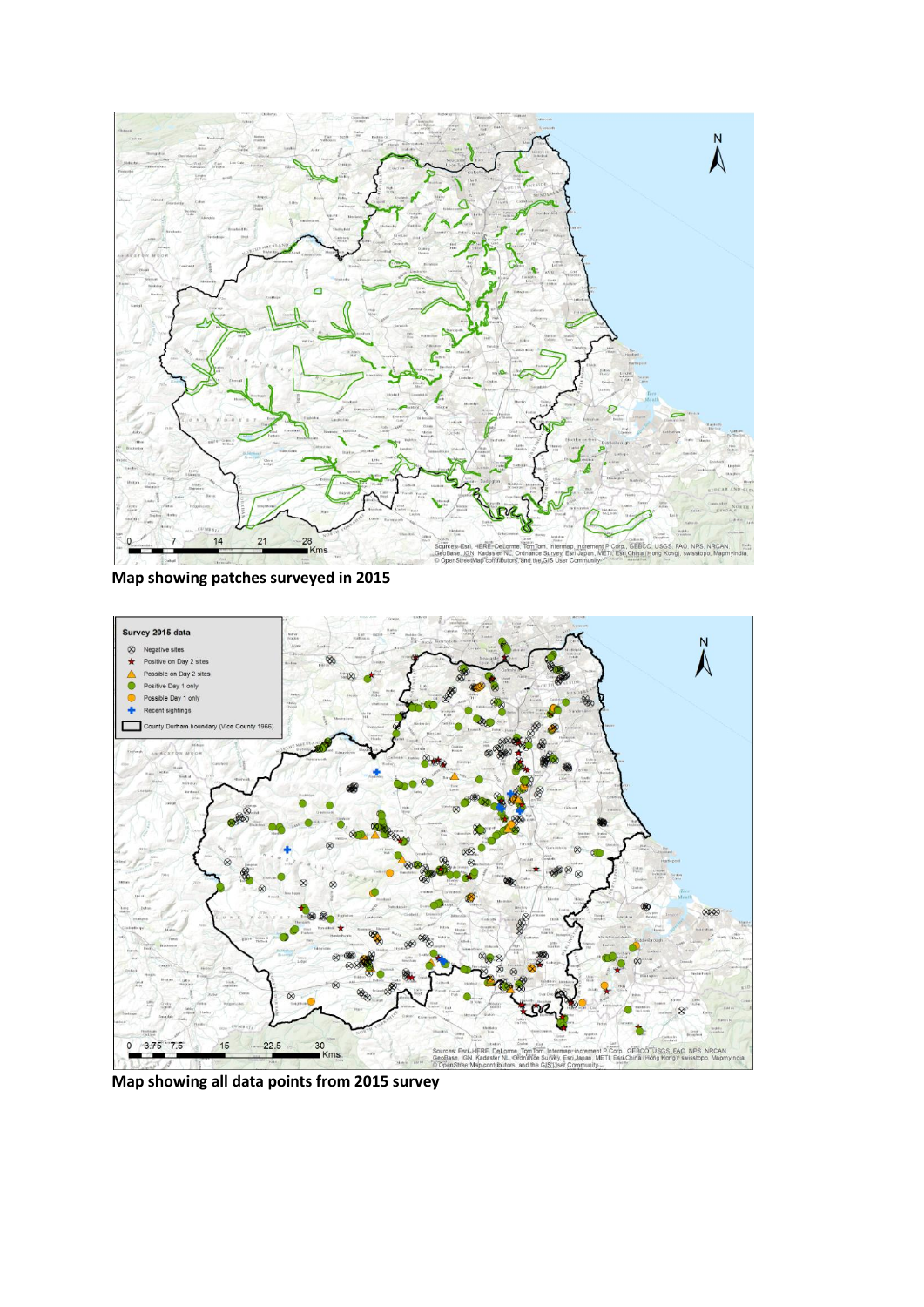**Map showing patches surveyed in 2015**

**Map showing all data points from 2015 survey**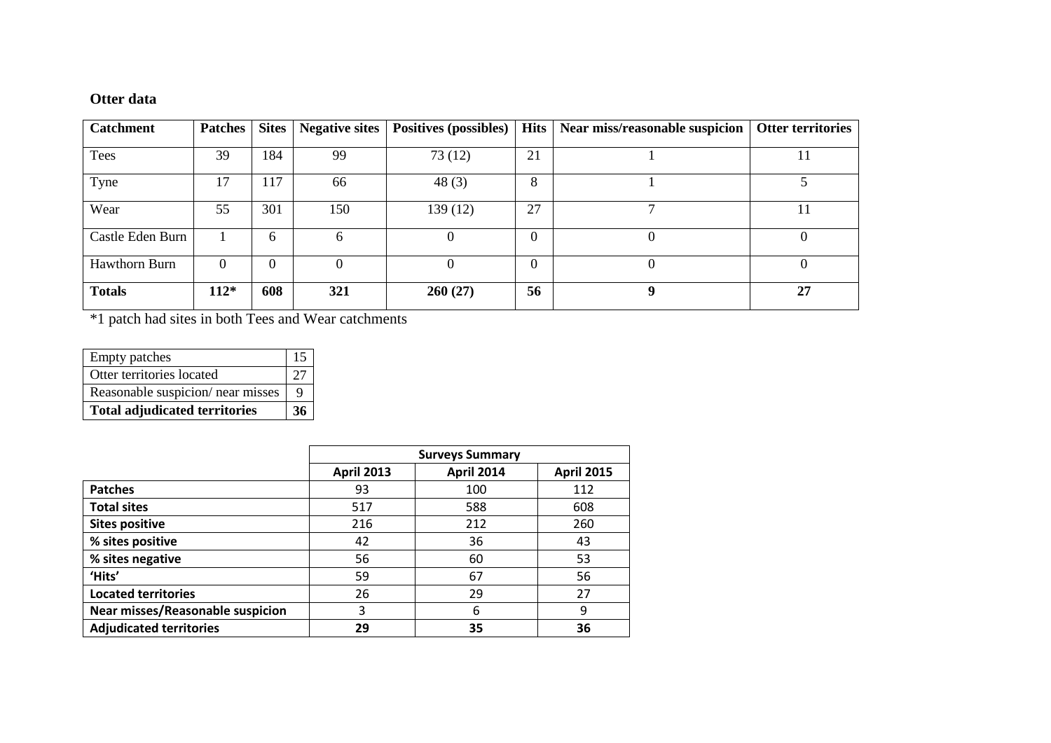## Otter data

| Catchment | Patches | Sites | Negative sites | Positives (possibles) | Hits | Near miss/reasonable suspicion | Otter territories |
|---|---|---|---|---|---|---|---|
| Tees | 39 | 184 | 99 | 73 (12) | 21 | 1 | 11 |
| Tyne | 17 | 117 | 66 | 48 (3) | 8 | 1 | 5 |
| Wear | 55 | 301 | 150 | 139 (12) | 27 | 7 | 11 |
| Castle Eden Burn | 1 | 6 | 6 | 0 | 0 | 0 | 0 |
| Hawthorn Burn | 0 | 0 | 0 | 0 | 0 | 0 | 0 |
| **Totals** | **112*** | **608** | **321** | **260 (27)** | **56** | **9** | **27** |

*1 patch had sites in both Tees and Wear catchments

| | |
|---|---|
| Empty patches | 15 |
| Otter territories located | 27 |
| Reasonable suspicion/ near misses | 9 |
| **Total adjudicated territories** | **36** |

| | **Surveys Summary** | | |
|---|---|---|---|
| | **April 2013** | **April 2014** | **April 2015** |
| **Patches** | 93 | 100 | 112 |
| **Total sites** | 517 | 588 | 608 |
| **Sites positive** | 216 | 212 | 260 |
| **% sites positive** | 42 | 36 | 43 |
| **% sites negative** | 56 | 60 | 53 |
| **'Hits'** | 59 | 67 | 56 |
| **Located territories** | 26 | 29 | 27 |
| **Near misses/Reasonable suspicion** | 3 | 6 | 9 |
| **Adjudicated territories** | **29** | **35** | **36** |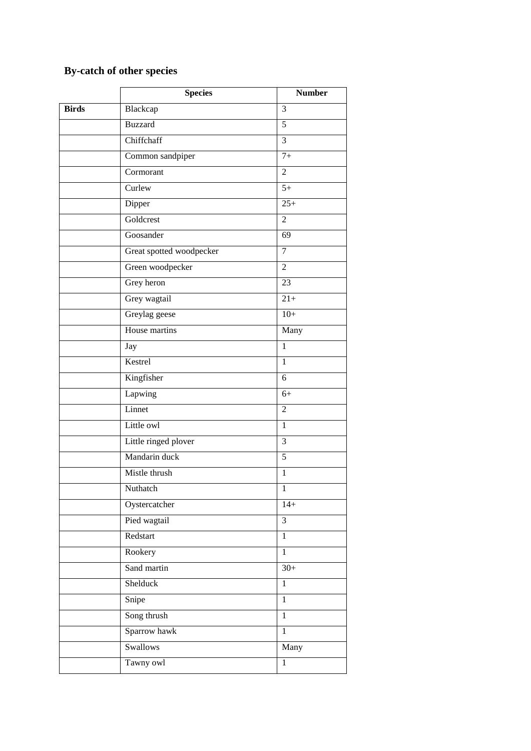### By-catch of other species

| | Species | Number |
|---|---|---|
| **Birds** | Blackcap | 3 |
| | Buzzard | 5 |
| | Chiffchaff | 3 |
| | Common sandpiper | 7+ |
| | Cormorant | 2 |
| | Curlew | 5+ |
| | Dipper | 25+ |
| | Goldcrest | 2 |
| | Goosander | 69 |
| | Great spotted woodpecker | 7 |
| | Green woodpecker | 2 |
| | Grey heron | 23 |
| | Grey wagtail | 21+ |
| | Greylag geese | 10+ |
| | House martins | Many |
| | Jay | 1 |
| | Kestrel | 1 |
| | Kingfisher | 6 |
| | Lapwing | 6+ |
| | Linnet | 2 |
| | Little owl | 1 |
| | Little ringed plover | 3 |
| | Mandarin duck | 5 |
| | Mistle thrush | 1 |
| | Nuthatch | 1 |
| | Oystercatcher | 14+ |
| | Pied wagtail | 3 |
| | Redstart | 1 |
| | Rookery | 1 |
| | Sand martin | 30+ |
| | Shelduck | 1 |
| | Snipe | 1 |
| | Song thrush | 1 |
| | Sparrow hawk | 1 |
| | Swallows | Many |
| | Tawny owl | 1 |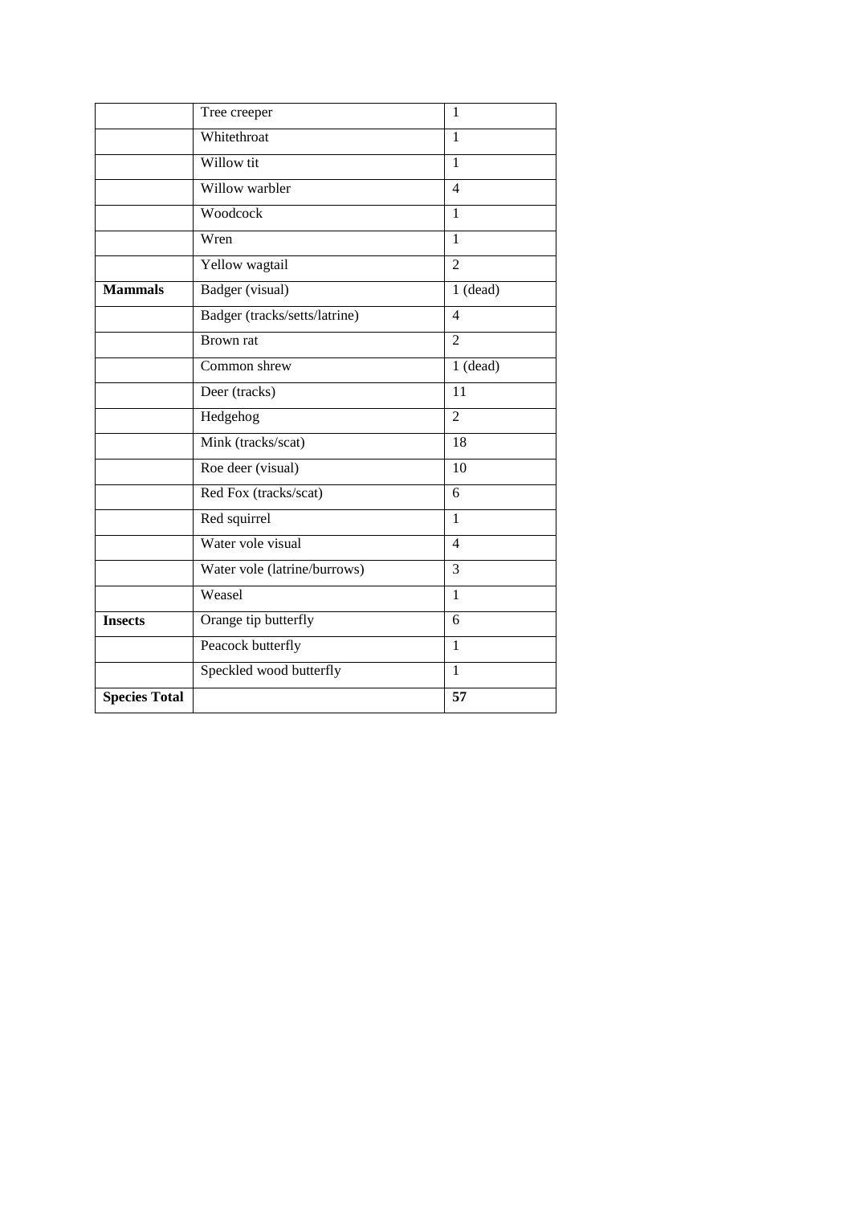| | | |
|---|---|---|
| | Tree creeper | 1 |
| | Whitethroat | 1 |
| | Willow tit | 1 |
| | Willow warbler | 4 |
| | Woodcock | 1 |
| | Wren | 1 |
| | Yellow wagtail | 2 |
| **Mammals** | Badger (visual) | 1 (dead) |
| | Badger (tracks/setts/latrine) | 4 |
| | Brown rat | 2 |
| | Common shrew | 1 (dead) |
| | Deer (tracks) | 11 |
| | Hedgehog | 2 |
| | Mink (tracks/scat) | 18 |
| | Roe deer (visual) | 10 |
| | Red Fox (tracks/scat) | 6 |
| | Red squirrel | 1 |
| | Water vole visual | 4 |
| | Water vole (latrine/burrows) | 3 |
| | Weasel | 1 |
| **Insects** | Orange tip butterfly | 6 |
| | Peacock butterfly | 1 |
| | Speckled wood butterfly | 1 |
| **Species Total** | | **57** |